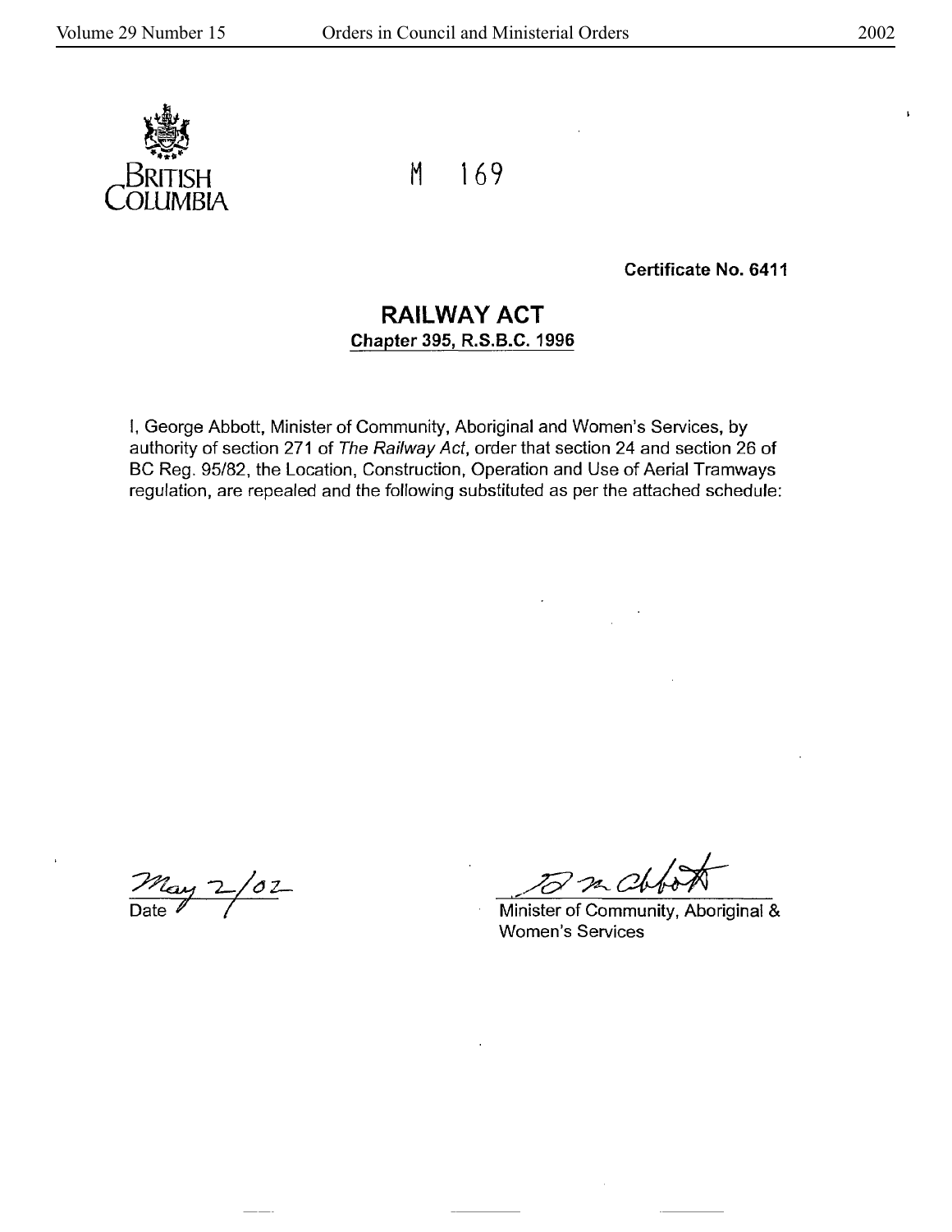BRITISH COLUMBIA

M 169

**Certificate No. 6411**

## RAILWAY ACT

**Chapter 395, R.S.B.C. 1996**

I, George Abbott, Minister of Community, Aboriginal and Women's Services, by authority of section 271 of *The Railway Act*, order that section 24 and section 26 of BC Reg. 95/82, the Location, Construction, Operation and Use of Aerial Tramways regulation, are repealed and the following substituted as per the attached schedule:

May 2/02
Date

Minister of Community, Aboriginal & Women's Services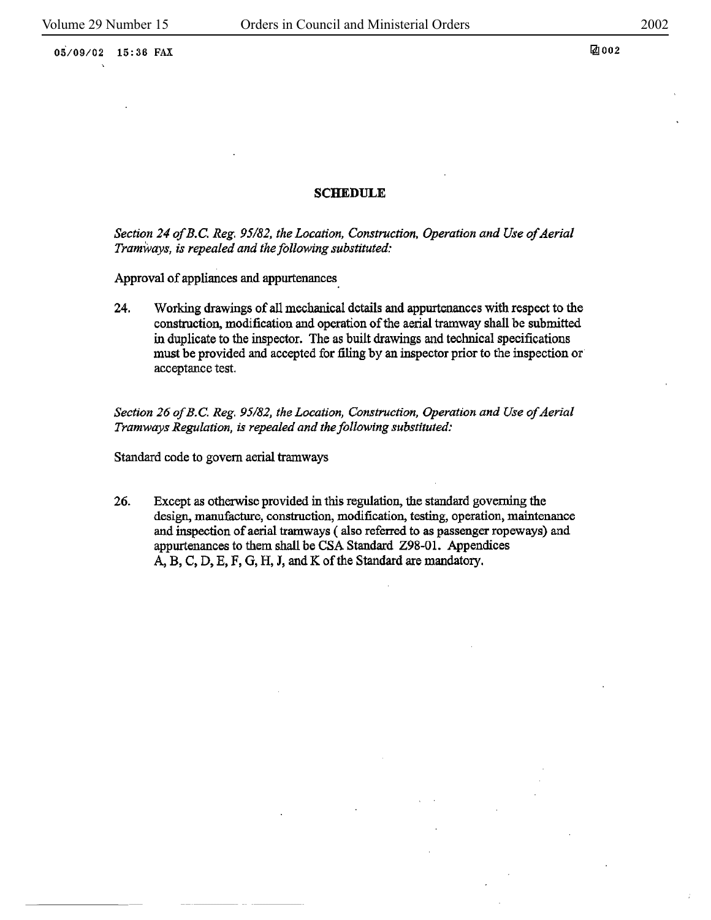## SCHEDULE

*Section 24 of B.C. Reg. 95/82, the Location, Construction, Operation and Use of Aerial Tramways, is repealed and the following substituted:*

Approval of appliances and appurtenances

24. Working drawings of all mechanical details and appurtenances with respect to the construction, modification and operation of the aerial tramway shall be submitted in duplicate to the inspector. The as built drawings and technical specifications must be provided and accepted for filing by an inspector prior to the inspection or acceptance test.

*Section 26 of B.C. Reg. 95/82, the Location, Construction, Operation and Use of Aerial Tramways Regulation, is repealed and the following substituted:*

Standard code to govern aerial tramways

26. Except as otherwise provided in this regulation, the standard governing the design, manufacture, construction, modification, testing, operation, maintenance and inspection of aerial tramways ( also referred to as passenger ropeways) and appurtenances to them shall be CSA Standard Z98-01. Appendices A, B, C, D, E, F, G, H, J, and K of the Standard are mandatory.